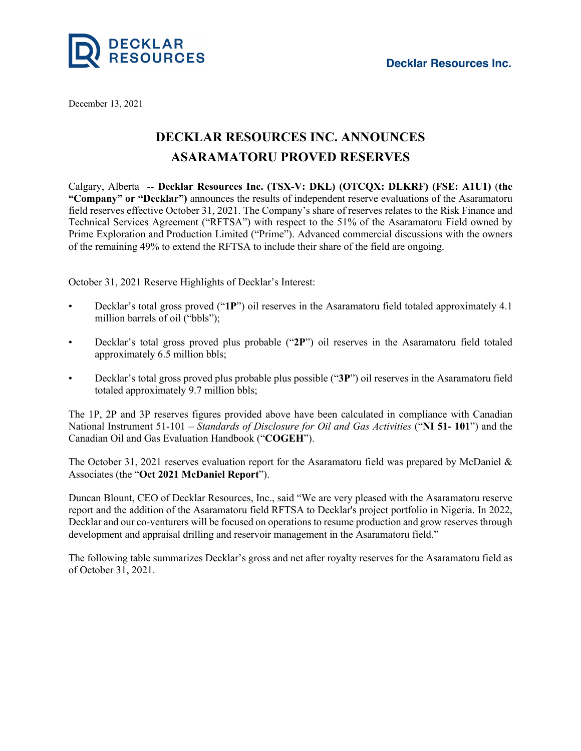**Decklar Resources Inc.**

December 13, 2021

# DECKLAR RESOURCES INC. ANNOUNCES ASARAMATORU PROVED RESERVES

Calgary, Alberta -- **Decklar Resources Inc. (TSX-V: DKL) (OTCQX: DLKRF) (FSE: A1U1)** (**the "Company" or "Decklar")** announces the results of independent reserve evaluations of the Asaramatoru field reserves effective October 31, 2021. The Company's share of reserves relates to the Risk Finance and Technical Services Agreement ("RFTSA") with respect to the 51% of the Asaramatoru Field owned by Prime Exploration and Production Limited ("Prime"). Advanced commercial discussions with the owners of the remaining 49% to extend the RFTSA to include their share of the field are ongoing.

October 31, 2021 Reserve Highlights of Decklar's Interest:

- Decklar's total gross proved ("**1P**") oil reserves in the Asaramatoru field totaled approximately 4.1 million barrels of oil ("bbls");
- Decklar's total gross proved plus probable ("**2P**") oil reserves in the Asaramatoru field totaled approximately 6.5 million bbls;
- Decklar's total gross proved plus probable plus possible ("**3P**") oil reserves in the Asaramatoru field totaled approximately 9.7 million bbls;

The 1P, 2P and 3P reserves figures provided above have been calculated in compliance with Canadian National Instrument 51-101 – *Standards of Disclosure for Oil and Gas Activities* ("**NI 51- 101**") and the Canadian Oil and Gas Evaluation Handbook ("**COGEH**").

The October 31, 2021 reserves evaluation report for the Asaramatoru field was prepared by McDaniel & Associates (the "**Oct 2021 McDaniel Report**").

Duncan Blount, CEO of Decklar Resources, Inc., said "We are very pleased with the Asaramatoru reserve report and the addition of the Asaramatoru field RFTSA to Decklar's project portfolio in Nigeria. In 2022, Decklar and our co-venturers will be focused on operations to resume production and grow reserves through development and appraisal drilling and reservoir management in the Asaramatoru field."

The following table summarizes Decklar's gross and net after royalty reserves for the Asaramatoru field as of October 31, 2021.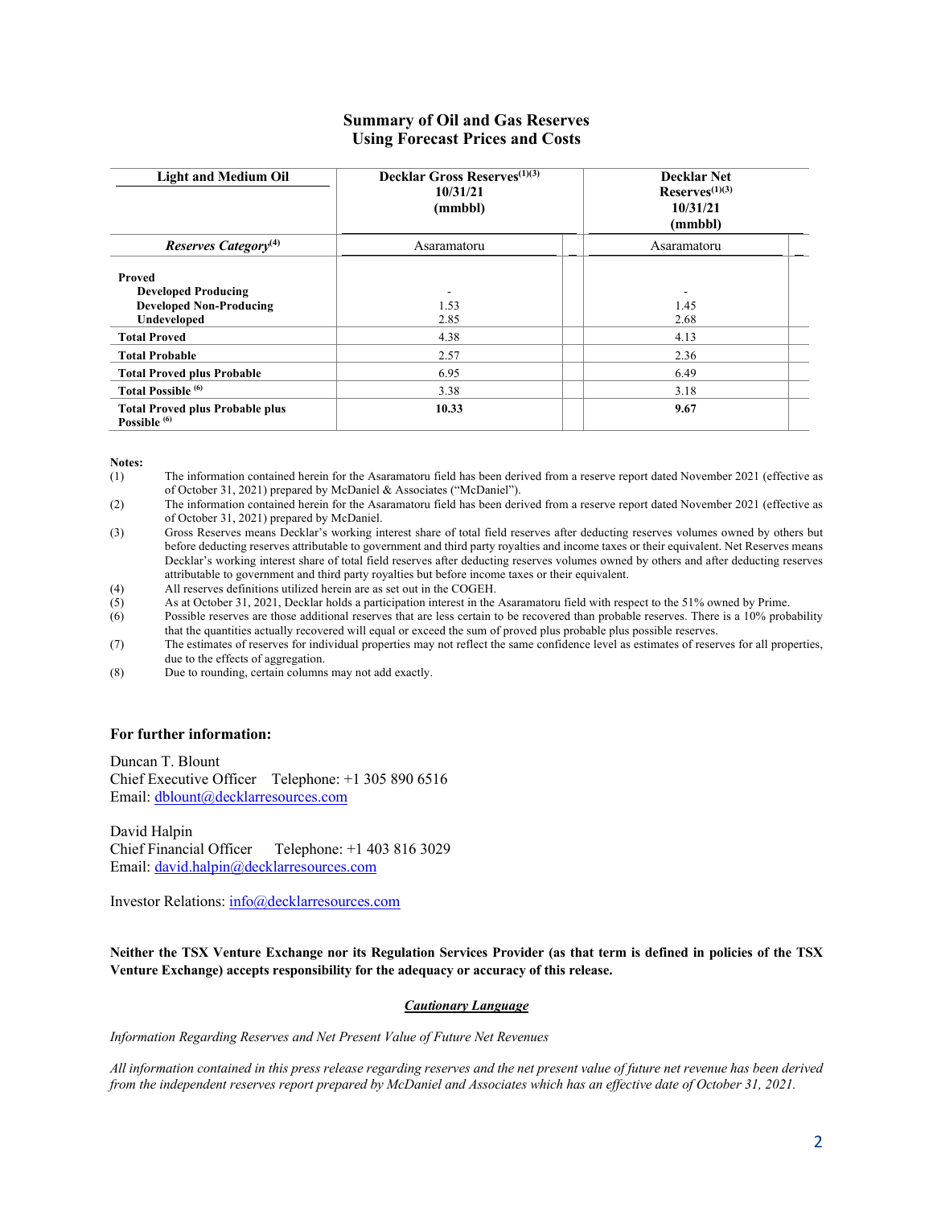## Summary of Oil and Gas Reserves
## Using Forecast Prices and Costs

| Light and Medium Oil | Decklar Gross Reserves[(1)(3)] 10/31/21 (mmbbl) | Decklar Net Reserves[(1)(3)] 10/31/21 (mmbbl) |
|---|---|---|
| ***Reserves Category***[(4)] | Asaramatoru | Asaramatoru |
| **Proved** | | |
| **Developed Producing** | - | - |
| **Developed Non-Producing** | 1.53 | 1.45 |
| **Undeveloped** | 2.85 | 2.68 |
| **Total Proved** | 4.38 | 4.13 |
| **Total Probable** | 2.57 | 2.36 |
| **Total Proved plus Probable** | 6.95 | 6.49 |
| **Total Possible** [(6)] | 3.38 | 3.18 |
| **Total Proved plus Probable plus Possible** [(6)] | **10.33** | **9.67** |

**Notes:**

(1) The information contained herein for the Asaramatoru field has been derived from a reserve report dated November 2021 (effective as of October 31, 2021) prepared by McDaniel & Associates ("McDaniel").

(2) The information contained herein for the Asaramatoru field has been derived from a reserve report dated November 2021 (effective as of October 31, 2021) prepared by McDaniel.

(3) Gross Reserves means Decklar's working interest share of total field reserves after deducting reserves volumes owned by others but before deducting reserves attributable to government and third party royalties and income taxes or their equivalent. Net Reserves means Decklar's working interest share of total field reserves after deducting reserves volumes owned by others and after deducting reserves attributable to government and third party royalties but before income taxes or their equivalent.

(4) All reserves definitions utilized herein are as set out in the COGEH.

(5) As at October 31, 2021, Decklar holds a participation interest in the Asaramatoru field with respect to the 51% owned by Prime.

(6) Possible reserves are those additional reserves that are less certain to be recovered than probable reserves. There is a 10% probability that the quantities actually recovered will equal or exceed the sum of proved plus probable plus possible reserves.

(7) The estimates of reserves for individual properties may not reflect the same confidence level as estimates of reserves for all properties, due to the effects of aggregation.

(8) Due to rounding, certain columns may not add exactly.

**For further information:**

Duncan T. Blount
Chief Executive Officer Telephone: +1 305 890 6516
Email: dblount@decklarresources.com

David Halpin
Chief Financial Officer Telephone: +1 403 816 3029
Email: david.halpin@decklarresources.com

Investor Relations: info@decklarresources.com

**Neither the TSX Venture Exchange nor its Regulation Services Provider (as that term is defined in policies of the TSX Venture Exchange) accepts responsibility for the adequacy or accuracy of this release.**

***Cautionary Language***

*Information Regarding Reserves and Net Present Value of Future Net Revenues*

*All information contained in this press release regarding reserves and the net present value of future net revenue has been derived from the independent reserves report prepared by McDaniel and Associates which has an effective date of October 31, 2021.*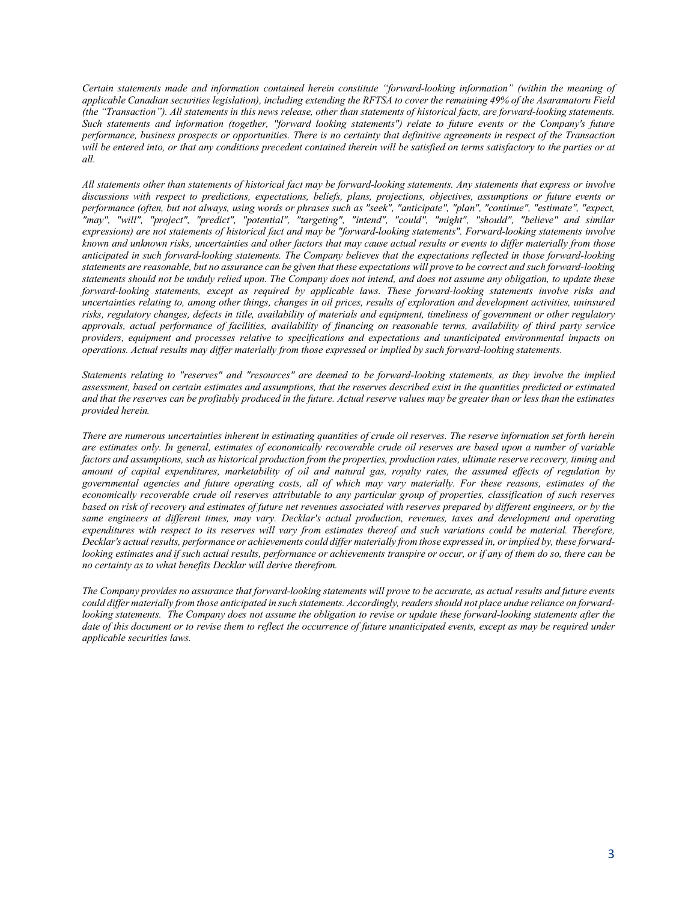*Certain statements made and information contained herein constitute "forward-looking information" (within the meaning of applicable Canadian securities legislation), including extending the RFTSA to cover the remaining 49% of the Asaramatoru Field (the "Transaction"). All statements in this news release, other than statements of historical facts, are forward-looking statements. Such statements and information (together, "forward looking statements") relate to future events or the Company's future performance, business prospects or opportunities. There is no certainty that definitive agreements in respect of the Transaction will be entered into, or that any conditions precedent contained therein will be satisfied on terms satisfactory to the parties or at all.*

*All statements other than statements of historical fact may be forward-looking statements. Any statements that express or involve discussions with respect to predictions, expectations, beliefs, plans, projections, objectives, assumptions or future events or performance (often, but not always, using words or phrases such as "seek", "anticipate", "plan", "continue", "estimate", "expect, "may", "will", "project", "predict", "potential", "targeting", "intend", "could", "might", "should", "believe" and similar expressions) are not statements of historical fact and may be "forward-looking statements". Forward-looking statements involve known and unknown risks, uncertainties and other factors that may cause actual results or events to differ materially from those anticipated in such forward-looking statements. The Company believes that the expectations reflected in those forward-looking statements are reasonable, but no assurance can be given that these expectations will prove to be correct and such forward-looking statements should not be unduly relied upon. The Company does not intend, and does not assume any obligation, to update these forward-looking statements, except as required by applicable laws. These forward-looking statements involve risks and uncertainties relating to, among other things, changes in oil prices, results of exploration and development activities, uninsured risks, regulatory changes, defects in title, availability of materials and equipment, timeliness of government or other regulatory approvals, actual performance of facilities, availability of financing on reasonable terms, availability of third party service providers, equipment and processes relative to specifications and expectations and unanticipated environmental impacts on operations. Actual results may differ materially from those expressed or implied by such forward-looking statements.*

*Statements relating to "reserves" and "resources" are deemed to be forward-looking statements, as they involve the implied assessment, based on certain estimates and assumptions, that the reserves described exist in the quantities predicted or estimated and that the reserves can be profitably produced in the future. Actual reserve values may be greater than or less than the estimates provided herein.*

*There are numerous uncertainties inherent in estimating quantities of crude oil reserves. The reserve information set forth herein are estimates only. In general, estimates of economically recoverable crude oil reserves are based upon a number of variable factors and assumptions, such as historical production from the properties, production rates, ultimate reserve recovery, timing and amount of capital expenditures, marketability of oil and natural gas, royalty rates, the assumed effects of regulation by governmental agencies and future operating costs, all of which may vary materially. For these reasons, estimates of the economically recoverable crude oil reserves attributable to any particular group of properties, classification of such reserves based on risk of recovery and estimates of future net revenues associated with reserves prepared by different engineers, or by the same engineers at different times, may vary. Decklar's actual production, revenues, taxes and development and operating expenditures with respect to its reserves will vary from estimates thereof and such variations could be material. Therefore, Decklar's actual results, performance or achievements could differ materially from those expressed in, or implied by, these forward-looking estimates and if such actual results, performance or achievements transpire or occur, or if any of them do so, there can be no certainty as to what benefits Decklar will derive therefrom.*

*The Company provides no assurance that forward-looking statements will prove to be accurate, as actual results and future events could differ materially from those anticipated in such statements. Accordingly, readers should not place undue reliance on forward-looking statements. The Company does not assume the obligation to revise or update these forward-looking statements after the date of this document or to revise them to reflect the occurrence of future unanticipated events, except as may be required under applicable securities laws.*